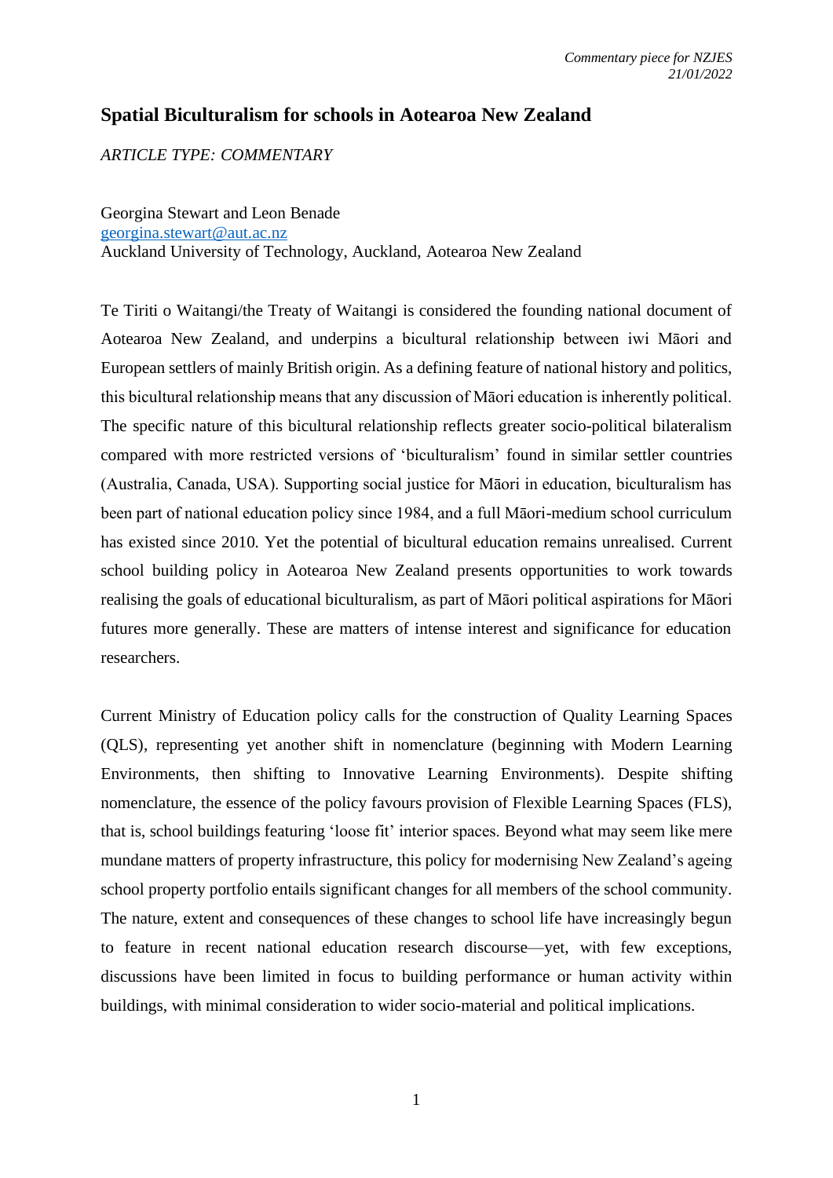*Commentary piece for NZJES*
*21/01/2022*

# Spatial Biculturalism for schools in Aotearoa New Zealand

*ARTICLE TYPE: COMMENTARY*

Georgina Stewart and Leon Benade
georgina.stewart@aut.ac.nz
Auckland University of Technology, Auckland, Aotearoa New Zealand

Te Tiriti o Waitangi/the Treaty of Waitangi is considered the founding national document of Aotearoa New Zealand, and underpins a bicultural relationship between iwi Māori and European settlers of mainly British origin. As a defining feature of national history and politics, this bicultural relationship means that any discussion of Māori education is inherently political. The specific nature of this bicultural relationship reflects greater socio-political bilateralism compared with more restricted versions of 'biculturalism' found in similar settler countries (Australia, Canada, USA). Supporting social justice for Māori in education, biculturalism has been part of national education policy since 1984, and a full Māori-medium school curriculum has existed since 2010. Yet the potential of bicultural education remains unrealised. Current school building policy in Aotearoa New Zealand presents opportunities to work towards realising the goals of educational biculturalism, as part of Māori political aspirations for Māori futures more generally. These are matters of intense interest and significance for education researchers.

Current Ministry of Education policy calls for the construction of Quality Learning Spaces (QLS), representing yet another shift in nomenclature (beginning with Modern Learning Environments, then shifting to Innovative Learning Environments). Despite shifting nomenclature, the essence of the policy favours provision of Flexible Learning Spaces (FLS), that is, school buildings featuring 'loose fit' interior spaces. Beyond what may seem like mere mundane matters of property infrastructure, this policy for modernising New Zealand's ageing school property portfolio entails significant changes for all members of the school community. The nature, extent and consequences of these changes to school life have increasingly begun to feature in recent national education research discourse—yet, with few exceptions, discussions have been limited in focus to building performance or human activity within buildings, with minimal consideration to wider socio-material and political implications.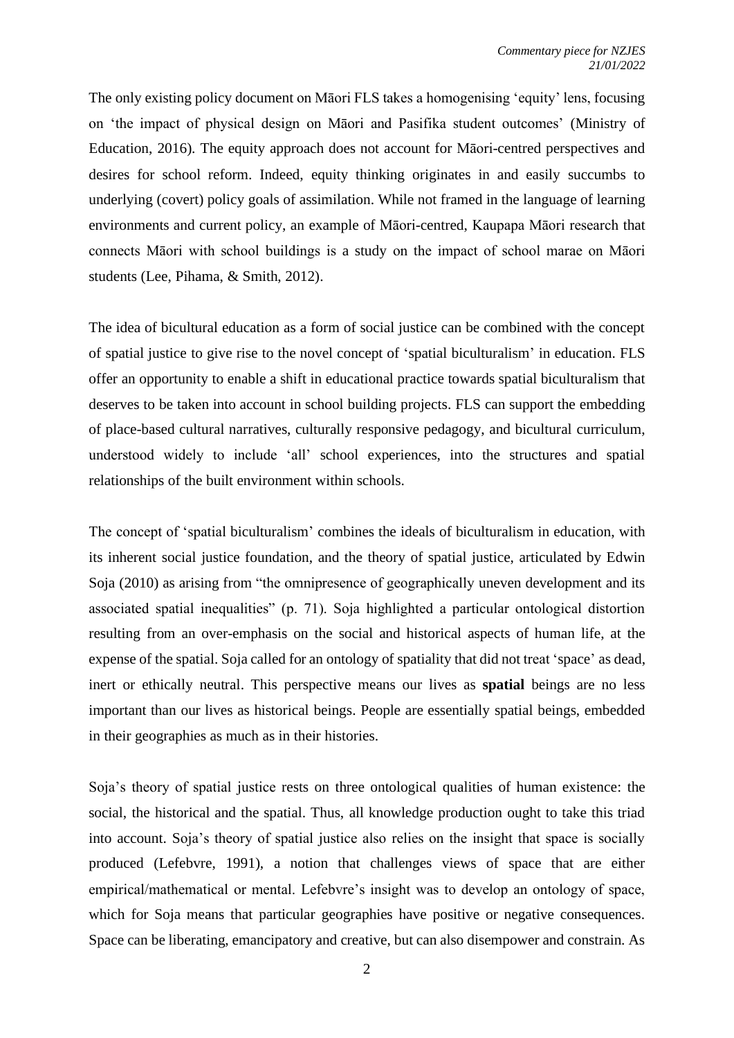The only existing policy document on Māori FLS takes a homogenising 'equity' lens, focusing on 'the impact of physical design on Māori and Pasifika student outcomes' (Ministry of Education, 2016). The equity approach does not account for Māori-centred perspectives and desires for school reform. Indeed, equity thinking originates in and easily succumbs to underlying (covert) policy goals of assimilation. While not framed in the language of learning environments and current policy, an example of Māori-centred, Kaupapa Māori research that connects Māori with school buildings is a study on the impact of school marae on Māori students (Lee, Pihama, & Smith, 2012).

The idea of bicultural education as a form of social justice can be combined with the concept of spatial justice to give rise to the novel concept of 'spatial biculturalism' in education. FLS offer an opportunity to enable a shift in educational practice towards spatial biculturalism that deserves to be taken into account in school building projects. FLS can support the embedding of place-based cultural narratives, culturally responsive pedagogy, and bicultural curriculum, understood widely to include 'all' school experiences, into the structures and spatial relationships of the built environment within schools.

The concept of 'spatial biculturalism' combines the ideals of biculturalism in education, with its inherent social justice foundation, and the theory of spatial justice, articulated by Edwin Soja (2010) as arising from "the omnipresence of geographically uneven development and its associated spatial inequalities" (p. 71). Soja highlighted a particular ontological distortion resulting from an over-emphasis on the social and historical aspects of human life, at the expense of the spatial. Soja called for an ontology of spatiality that did not treat 'space' as dead, inert or ethically neutral. This perspective means our lives as **spatial** beings are no less important than our lives as historical beings. People are essentially spatial beings, embedded in their geographies as much as in their histories.

Soja's theory of spatial justice rests on three ontological qualities of human existence: the social, the historical and the spatial. Thus, all knowledge production ought to take this triad into account. Soja's theory of spatial justice also relies on the insight that space is socially produced (Lefebvre, 1991), a notion that challenges views of space that are either empirical/mathematical or mental. Lefebvre's insight was to develop an ontology of space, which for Soja means that particular geographies have positive or negative consequences. Space can be liberating, emancipatory and creative, but can also disempower and constrain. As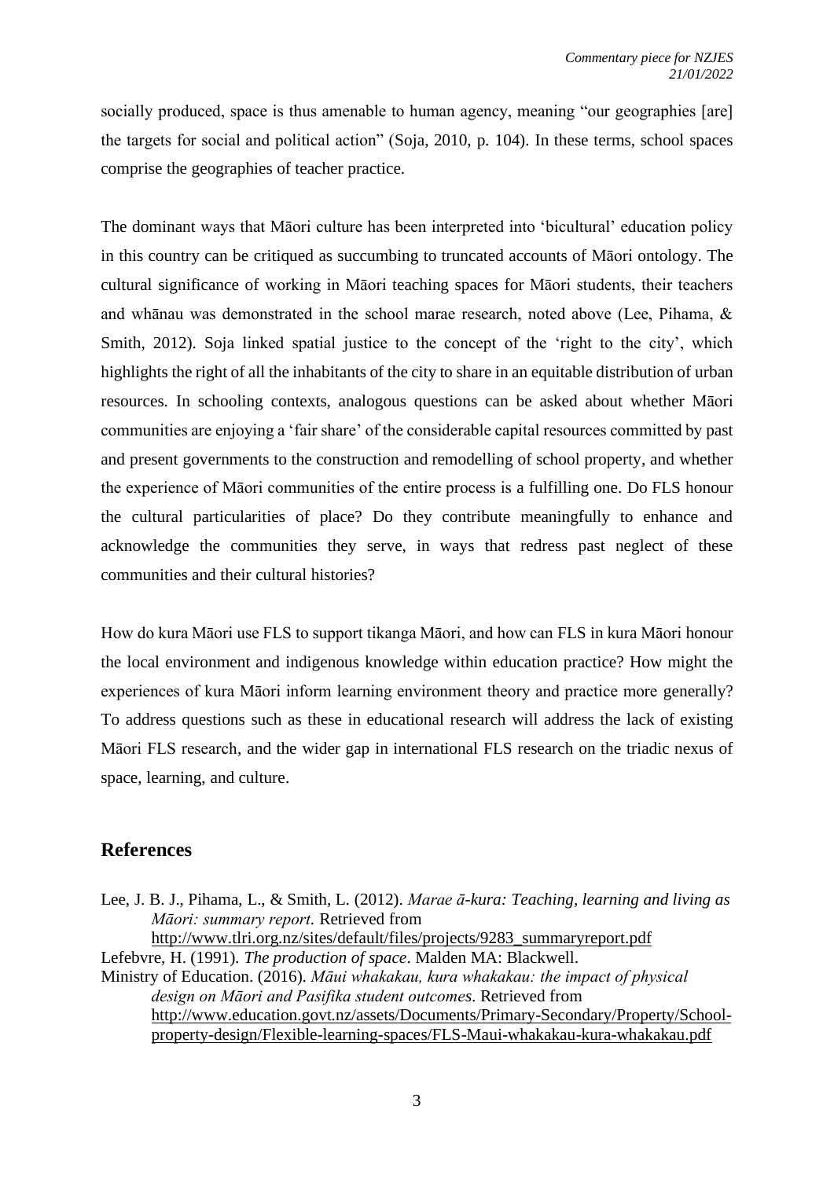socially produced, space is thus amenable to human agency, meaning "our geographies [are] the targets for social and political action" (Soja, 2010, p. 104). In these terms, school spaces comprise the geographies of teacher practice.

The dominant ways that Māori culture has been interpreted into 'bicultural' education policy in this country can be critiqued as succumbing to truncated accounts of Māori ontology. The cultural significance of working in Māori teaching spaces for Māori students, their teachers and whānau was demonstrated in the school marae research, noted above (Lee, Pihama, & Smith, 2012). Soja linked spatial justice to the concept of the 'right to the city', which highlights the right of all the inhabitants of the city to share in an equitable distribution of urban resources. In schooling contexts, analogous questions can be asked about whether Māori communities are enjoying a 'fair share' of the considerable capital resources committed by past and present governments to the construction and remodelling of school property, and whether the experience of Māori communities of the entire process is a fulfilling one. Do FLS honour the cultural particularities of place? Do they contribute meaningfully to enhance and acknowledge the communities they serve, in ways that redress past neglect of these communities and their cultural histories?

How do kura Māori use FLS to support tikanga Māori, and how can FLS in kura Māori honour the local environment and indigenous knowledge within education practice? How might the experiences of kura Māori inform learning environment theory and practice more generally? To address questions such as these in educational research will address the lack of existing Māori FLS research, and the wider gap in international FLS research on the triadic nexus of space, learning, and culture.

## References

Lee, J. B. J., Pihama, L., & Smith, L. (2012). *Marae ā-kura: Teaching, learning and living as Māori: summary report*. Retrieved from http://www.tlri.org.nz/sites/default/files/projects/9283_summaryreport.pdf

Lefebvre, H. (1991). *The production of space*. Malden MA: Blackwell.

Ministry of Education. (2016). *Māui whakakau, kura whakakau: the impact of physical design on Māori and Pasifika student outcomes*. Retrieved from http://www.education.govt.nz/assets/Documents/Primary-Secondary/Property/School-property-design/Flexible-learning-spaces/FLS-Maui-whakakau-kura-whakakau.pdf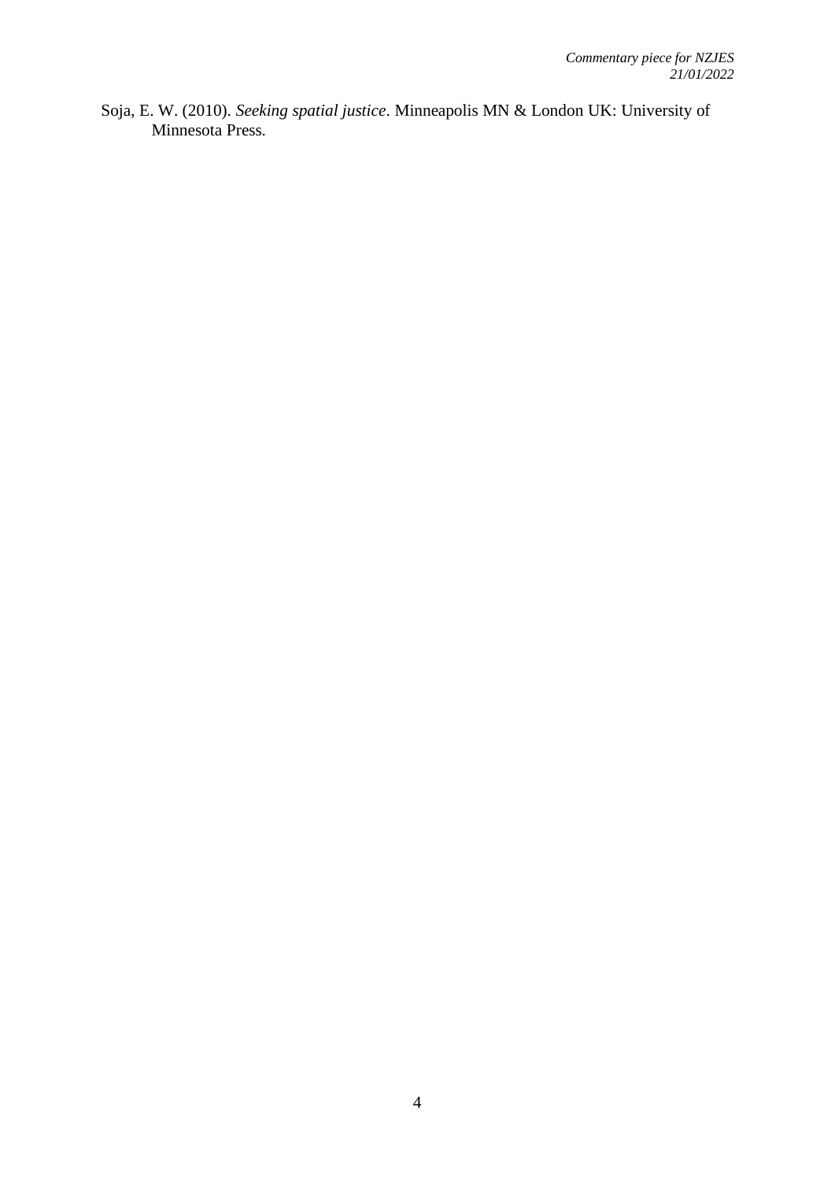Soja, E. W. (2010). *Seeking spatial justice*. Minneapolis MN & London UK: University of Minnesota Press.